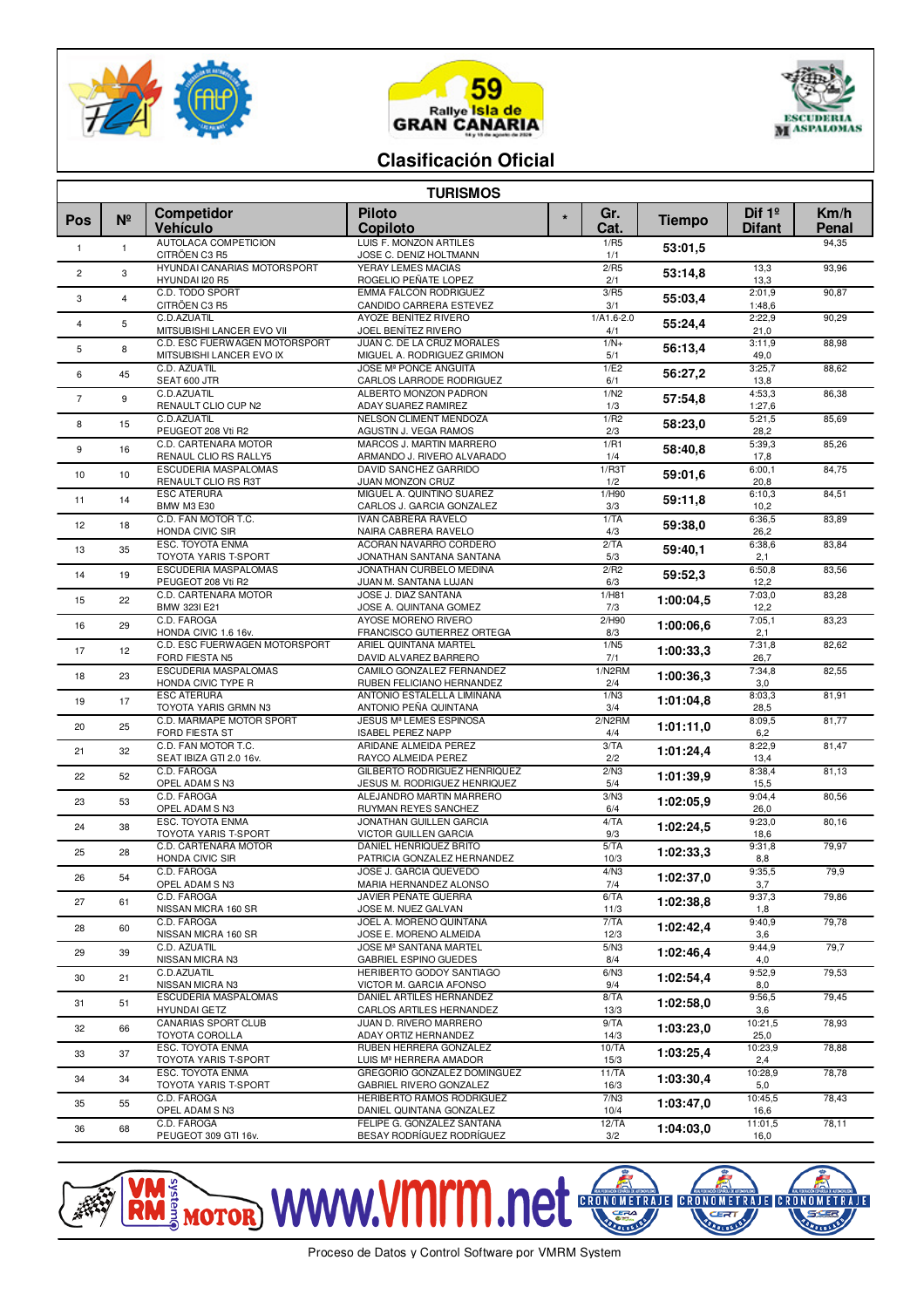# 59 Rallye Isla de GRAN CANARIA

## Clasificación Oficial

### TURISMOS

| Pos | Nº | Competidor / Vehículo | Piloto / Copiloto | * | Gr. / Cat. | Tiempo | Dif 1º / Difant | Km/h / Penal |
|---|---|---|---|---|---|---|---|---|
| 1 | 1 | AUTOLACA COMPETICION / CITRÖEN C3 R5 | LUIS F. MONZON ARTILES / JOSE C. DENIZ HOLTMANN | | 1/R5 / 1/1 | 53:01,5 | | 94,35 |
| 2 | 3 | HYUNDAI CANARIAS MOTORSPORT / HYUNDAI I20 R5 | YERAY LEMES MACIAS / ROGELIO PEÑATE LOPEZ | | 2/R5 / 2/1 | 53:14,8 | 13,3 / 13,3 | 93,96 |
| 3 | 4 | C.D. TODO SPORT / CITRÖEN C3 R5 | EMMA FALCON RODRIGUEZ / CANDIDO CARRERA ESTEVEZ | | 3/R5 / 3/1 | 55:03,4 | 2:01,9 / 1:48,6 | 90,87 |
| 4 | 5 | C.D.AZUATIL / MITSUBISHI LANCER EVO VII | AYOZE BENÍTEZ RIVERO / JOEL BENÍTEZ RIVERO | | 1/A1.6-2.0 / 4/1 | 55:24,4 | 2:22,9 / 21,0 | 90,29 |
| 5 | 8 | C.D. ESC FUERWAGEN MOTORSPORT / MITSUBISHI LANCER EVO IX | JUAN C. DE LA CRUZ MORALES / MIGUEL A. RODRIGUEZ GRIMON | | 1/N+ / 5/1 | 56:13,4 | 3:11,9 / 49,0 | 88,98 |
| 6 | 45 | C.D. AZUATIL / SEAT 600 JTR | JOSE Mª PONCE ANGUITA / CARLOS LARRODE RODRIGUEZ | | 1/E2 / 6/1 | 56:27,2 | 3:25,7 / 13,8 | 88,62 |
| 7 | 9 | C.D.AZUATIL / RENAULT CLIO CUP N2 | ALBERTO MONZON PADRON / ADAY SUAREZ RAMIREZ | | 1/N2 / 1/3 | 57:54,8 | 4:53,3 / 1:27,6 | 86,38 |
| 8 | 15 | C.D.AZUATIL / PEUGEOT 208 Vti R2 | NELSON CLIMENT MENDOZA / AGUSTIN J. VEGA RAMOS | | 1/R2 / 2/3 | 58:23,0 | 5:21,5 / 28,2 | 85,69 |
| 9 | 16 | C.D. CARTENARA MOTOR / RENAUL CLIO RS RALLY5 | MARCOS J. MARTIN MARRERO / ARMANDO J. RIVERO ALVARADO | | 1/R1 / 1/4 | 58:40,8 | 5:39,3 / 17,8 | 85,26 |
| 10 | 10 | ESCUDERIA MASPALOMAS / RENAULT CLIO RS R3T | DAVID SANCHEZ GARRIDO / JUAN MONZON CRUZ | | 1/R3T / 1/2 | 59:01,6 | 6:00,1 / 20,8 | 84,75 |
| 11 | 14 | ESC ATERURA / BMW M3 E30 | MIGUEL A. QUINTINO SUAREZ / CARLOS J. GARCIA GONZALEZ | | 1/H90 / 3/3 | 59:11,8 | 6:10,3 / 10,2 | 84,51 |
| 12 | 18 | C.D. FAN MOTOR T.C. / HONDA CIVIC SIR | IVAN CABRERA RAVELO / NAIRA CABRERA RAVELO | | 1/TA / 4/3 | 59:38,0 | 6:36,5 / 26,2 | 83,89 |
| 13 | 35 | ESC. TOYOTA ENMA / TOYOTA YARIS T-SPORT | ACORAN NAVARRO CORDERO / JONATHAN SANTANA SANTANA | | 2/TA / 5/3 | 59:40,1 | 6:38,6 / 2,1 | 83,84 |
| 14 | 19 | ESCUDERIA MASPALOMAS / PEUGEOT 208 Vti R2 | JONATHAN CURBELO MEDINA / JUAN M. SANTANA LUJAN | | 2/R2 / 6/3 | 59:52,3 | 6:50,8 / 12,2 | 83,56 |
| 15 | 22 | C.D. CARTENARA MOTOR / BMW 323I E21 | JOSE J. DIAZ SANTANA / JOSE A. QUINTANA GOMEZ | | 1/H81 / 7/3 | 1:00:04,5 | 7:03,0 / 12,2 | 83,28 |
| 16 | 29 | C.D. FAROGA / HONDA CIVIC 1.6 16v. | AYOSE MORENO RIVERO / FRANCISCO GUTIERREZ ORTEGA | | 2/H90 / 8/3 | 1:00:06,6 | 7:05,1 / 2,1 | 83,23 |
| 17 | 12 | C.D. ESC FUERWAGEN MOTORSPORT / FORD FIESTA N5 | ARIEL QUINTANA MARTEL / DAVID ALVAREZ BARRERO | | 1/N5 / 7/1 | 1:00:33,3 | 7:31,8 / 26,7 | 82,62 |
| 18 | 23 | ESCUDERIA MASPALOMAS / HONDA CIVIC TYPE R | CAMILO GONZALEZ FERNANDEZ / RUBEN FELICIANO HERNANDEZ | | 1/N2RM / 2/4 | 1:00:36,3 | 7:34,8 / 3,0 | 82,55 |
| 19 | 17 | ESC ATERURA / TOYOTA YARIS GRMN N3 | ANTONIO ESTALELLA LIMIÑANA / ANTONIO PEÑA QUINTANA | | 1/N3 / 3/4 | 1:01:04,8 | 8:03,3 / 28,5 | 81,91 |
| 20 | 25 | C.D. MARMAPE MOTOR SPORT / FORD FIESTA ST | JESUS Mª LEMES ESPINOSA / ISABEL PEREZ NAPP | | 2/N2RM / 4/4 | 1:01:11,0 | 8:09,5 / 6,2 | 81,77 |
| 21 | 32 | C.D. FAN MOTOR T.C. / SEAT IBIZA GTI 2.0 16v. | ARIDANE ALMEIDA PEREZ / RAYCO ALMEIDA PEREZ | | 3/TA / 2/2 | 1:01:24,4 | 8:22,9 / 13,4 | 81,47 |
| 22 | 52 | C.D. FAROGA / OPEL ADAM S N3 | GILBERTO RODRIGUEZ HENRIQUEZ / JESUS M. RODRIGUEZ HENRIQUEZ | | 2/N3 / 5/4 | 1:01:39,9 | 8:38,4 / 15,5 | 81,13 |
| 23 | 53 | C.D. FAROGA / OPEL ADAM S N3 | ALEJANDRO MARTIN MARRERO / RUYMAN REYES SANCHEZ | | 3/N3 / 6/4 | 1:02:05,9 | 9:04,4 / 26,0 | 80,56 |
| 24 | 38 | ESC. TOYOTA ENMA / TOYOTA YARIS T-SPORT | JONATHAN GUILLEN GARCIA / VICTOR GUILLEN GARCIA | | 4/TA / 9/3 | 1:02:24,5 | 9:23,0 / 18,6 | 80,16 |
| 25 | 28 | C.D. CARTENARA MOTOR / HONDA CIVIC SIR | DANIEL HENRIQUEZ BRITO / PATRICIA GONZALEZ HERNANDEZ | | 5/TA / 10/3 | 1:02:33,3 | 9:31,8 / 8,8 | 79,97 |
| 26 | 54 | C.D. FAROGA / OPEL ADAM S N3 | JOSE J. GARCIA QUEVEDO / MARIA HERNANDEZ ALONSO | | 4/N3 / 7/4 | 1:02:37,0 | 9:35,5 / 3,7 | 79,9 |
| 27 | 61 | C.D. FAROGA / NISSAN MICRA 160 SR | JAVIER PEÑATE GUERRA / JOSE M. NUEZ GALVAN | | 6/TA / 11/3 | 1:02:38,8 | 9:37,3 / 1,8 | 79,86 |
| 28 | 60 | C.D. FAROGA / NISSAN MICRA 160 SR | JOEL A. MORENO QUINTANA / JOSE E. MORENO ALMEIDA | | 7/TA / 12/3 | 1:02:42,4 | 9:40,9 / 3,6 | 79,78 |
| 29 | 39 | C.D. AZUATIL / NISSAN MICRA N3 | JOSE Mª SANTANA MARTEL / GABRIEL ESPINO GUEDES | | 5/N3 / 8/4 | 1:02:46,4 | 9:44,9 / 4,0 | 79,7 |
| 30 | 21 | C.D.AZUATIL / NISSAN MICRA N3 | HERIBERTO GODOY SANTIAGO / VICTOR M. GARCIA AFONSO | | 6/N3 / 9/4 | 1:02:54,4 | 9:52,9 / 8,0 | 79,53 |
| 31 | 51 | ESCUDERIA MASPALOMAS / HYUNDAI GETZ | DANIEL ARTILES HERNANDEZ / CARLOS ARTILES HERNANDEZ | | 8/TA / 13/3 | 1:02:58,0 | 9:56,5 / 3,6 | 79,45 |
| 32 | 66 | CANARIAS SPORT CLUB / TOYOTA COROLLA | JUAN D. RIVERO MARRERO / ADAY ORTIZ HERNANDEZ | | 9/TA / 14/3 | 1:03:23,0 | 10:21,5 / 25,0 | 78,93 |
| 33 | 37 | ESC. TOYOTA ENMA / TOYOTA YARIS T-SPORT | RUBEN HERRERA GONZALEZ / LUIS Mª HERRERA AMADOR | | 10/TA / 15/3 | 1:03:25,4 | 10:23,9 / 2,4 | 78,88 |
| 34 | 34 | ESC. TOYOTA ENMA / TOYOTA YARIS T-SPORT | GREGORIO GONZALEZ DOMINGUEZ / GABRIEL RIVERO GONZALEZ | | 11/TA / 16/3 | 1:03:30,4 | 10:28,9 / 5,0 | 78,78 |
| 35 | 55 | C.D. FAROGA / OPEL ADAM S N3 | HERIBERTO RAMOS RODRIGUEZ / DANIEL QUINTANA GONZALEZ | | 7/N3 / 10/4 | 1:03:47,0 | 10:45,5 / 16,6 | 78,43 |
| 36 | 68 | C.D. FAROGA / PEUGEOT 309 GTI 16v. | FELIPE G. GONZALEZ SANTANA / BESAY RODRÍGUEZ RODRÍGUEZ | | 12/TA / 3/2 | 1:04:03,0 | 11:01,5 / 16,0 | 78,11 |

www.vmrm.net

Proceso de Datos y Control Software por VMRM System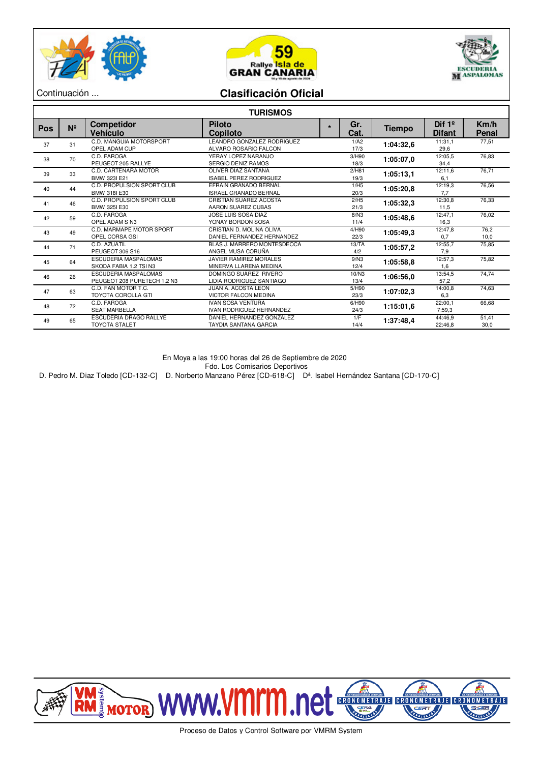Continuación ...

## Clasificación Oficial

### TURISMOS

| Pos | Nº | Competidor / Vehículo | Piloto / Copiloto | * | Gr. / Cat. | Tiempo | Dif 1º / Difant | Km/h / Penal |
|---|---|---|---|---|---|---|---|---|
| 37 | 31 | C.D. MANGUIA MOTORSPORT / OPEL ADAM CUP | LEANDRO GONZALEZ RODRIGUEZ / ALVARO ROSARIO FALCON | | 1/A2 / 17/3 | 1:04:32,6 | 11:31,1 / 29,6 | 77,51 |
| 38 | 70 | C.D. FAROGA / PEUGEOT 205 RALLYE | YERAY LOPEZ NARANJO / SERGIO DENIZ RAMOS | | 3/H90 / 18/3 | 1:05:07,0 | 12:05,5 / 34,4 | 76,83 |
| 39 | 33 | C.D. CARTENARA MOTOR / BMW 323I E21 | OLIVER DIAZ SANTANA / ISABEL PEREZ RODRIGUEZ | | 2/H81 / 19/3 | 1:05:13,1 | 12:11,6 / 6,1 | 76,71 |
| 40 | 44 | C.D. PROPULSION SPORT CLUB / BMW 318I E30 | EFRAIN GRANADO BERNAL / ISRAEL GRANADO BERNAL | | 1/H5 / 20/3 | 1:05:20,8 | 12:19,3 / 7,7 | 76,56 |
| 41 | 46 | C.D. PROPULSION SPORT CLUB / BMW 325I E30 | CRISTIAN SUAREZ ACOSTA / AARON SUAREZ CUBAS | | 2/H5 / 21/3 | 1:05:32,3 | 12:30,8 / 11,5 | 76,33 |
| 42 | 59 | C.D. FAROGA / OPEL ADAM S N3 | JOSE LUIS SOSA DIAZ / YONAY BORDON SOSA | | 8/N3 / 11/4 | 1:05:48,6 | 12:47,1 / 16,3 | 76,02 |
| 43 | 49 | C.D. MARMAPE MOTOR SPORT / OPEL CORSA GSI | CRISTIAN D. MOLINA OLIVA / DANIEL FERNANDEZ HERNANDEZ | | 4/H90 / 22/3 | 1:05:49,3 | 12:47,8 / 0,7 | 76,2 / 10,0 |
| 44 | 71 | C.D. AZUATIL / PEUGEOT 306 S16 | BLAS J. MARRERO MONTESDEOCA / ANGEL MUSA CORUÑA | | 13/TA / 4/2 | 1:05:57,2 | 12:55,7 / 7,9 | 75,85 |
| 45 | 64 | ESCUDERIA MASPALOMAS / SKODA FABIA 1.2 TSI N3 | JAVIER RAMIREZ MORALES / MINERVA LLARENA MEDINA | | 9/N3 / 12/4 | 1:05:58,8 | 12:57,3 / 1,6 | 75,82 |
| 46 | 26 | ESCUDERIA MASPALOMAS / PEUGEOT 208 PURETECH 1.2 N3 | DOMINGO SUÁREZ RIVERO / LIDIA RODRIGUEZ SANTIAGO | | 10/N3 / 13/4 | 1:06:56,0 | 13:54,5 / 57,2 | 74,74 |
| 47 | 63 | C.D. FAN MOTOR T.C. / TOYOTA COROLLA GTI | JUAN A. ACOSTA LEON / VICTOR FALCON MEDINA | | 5/H90 / 23/3 | 1:07:02,3 | 14:00,8 / 6,3 | 74,63 |
| 48 | 72 | C.D. FAROGA / SEAT MARBELLA | IVAN SOSA VENTURA / IVAN RODRIGUEZ HERNANDEZ | | 6/H90 / 24/3 | 1:15:01,6 | 22:00,1 / 7:59,3 | 66,68 |
| 49 | 65 | ESCUDERIA DRAGO RALLYE / TOYOTA STALET | DANIEL HERNANDEZ GONZALEZ / TAYDIA SANTANA GARCIA | | 1/F / 14/4 | 1:37:48,4 | 44:46,9 / 22:46,8 | 51,41 / 30,0 |

En Moya a las 19:00 horas del 26 de Septiembre de 2020
Fdo. Los Comisarios Deportivos
D. Pedro M. Diaz Toledo [CD-132-C] D. Norberto Manzano Pérez [CD-618-C] Dª. Isabel Hernández Santana [CD-170-C]

Proceso de Datos y Control Software por VMRM System